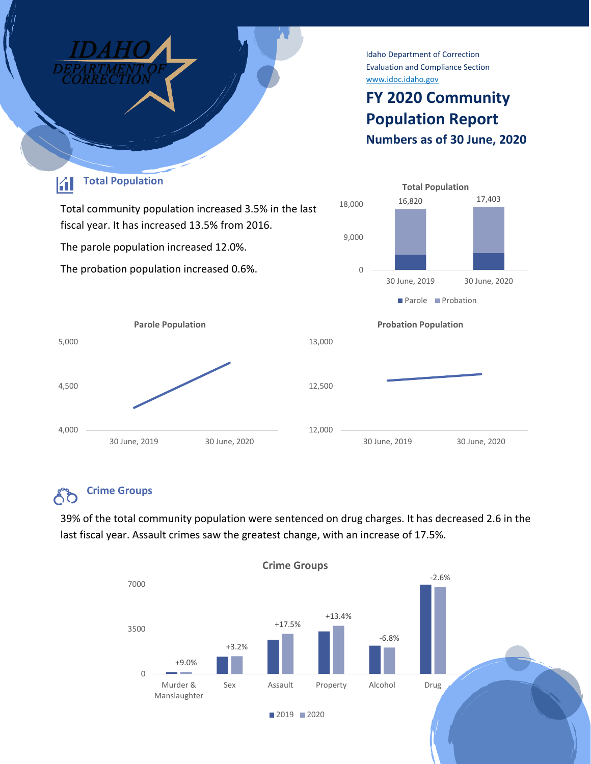IDAHO DEPARTMENT OF CORRECTION

Idaho Department of Correction
Evaluation and Compliance Section
www.idoc.idaho.gov

# FY 2020 Community Population Report

### Numbers as of 30 June, 2020

## Total Population

Total community population increased 3.5% in the last fiscal year. It has increased 13.5% from 2016.

The parole population increased 12.0%.

The probation population increased 0.6%.

**Total Population**

| | 30 June, 2019 | 30 June, 2020 |
|---|---|---|
| Total | 16,820 | 17,403 |

Legend: Parole, Probation

**Parole Population** (axis 4,000–5,000; 30 June, 2019 to 30 June, 2020)

**Probation Population** (axis 12,000–13,000; 30 June, 2019 to 30 June, 2020)

## Crime Groups

39% of the total community population were sentenced on drug charges. It has decreased 2.6 in the last fiscal year. Assault crimes saw the greatest change, with an increase of 17.5%.

**Crime Groups**

| Crime Group | Change (2019 to 2020) |
|---|---|
| Murder & Manslaughter | +9.0% |
| Sex | +3.2% |
| Assault | +17.5% |
| Property | +13.4% |
| Alcohol | -6.8% |
| Drug | -2.6% |

Legend: 2019, 2020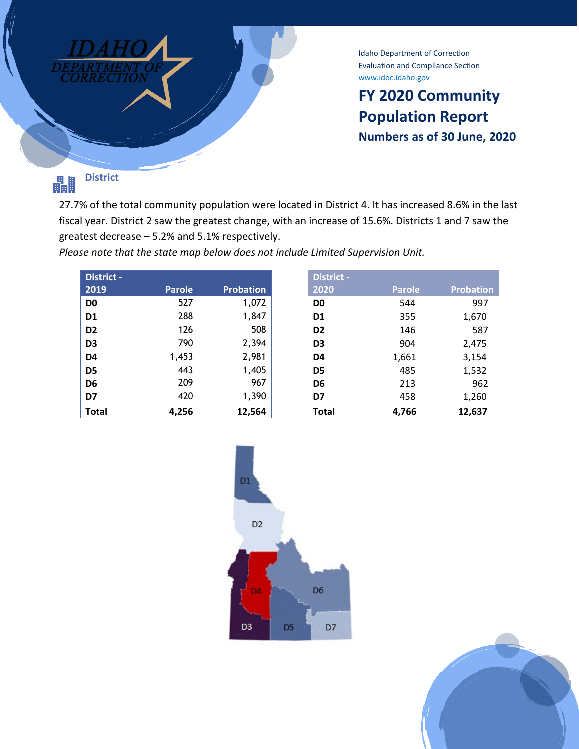Idaho Department of Correction
Evaluation and Compliance Section
www.idoc.idaho.gov

# FY 2020 Community Population Report

## Numbers as of 30 June, 2020

### District

27.7% of the total community population were located in District 4. It has increased 8.6% in the last fiscal year. District 2 saw the greatest change, with an increase of 15.6%. Districts 1 and 7 saw the greatest decrease – 5.2% and 5.1% respectively.

*Please note that the state map below does not include Limited Supervision Unit.*

| District - 2019 | Parole | Probation |
|---|---|---|
| D0 | 527 | 1,072 |
| D1 | 288 | 1,847 |
| D2 | 126 | 508 |
| D3 | 790 | 2,394 |
| D4 | 1,453 | 2,981 |
| D5 | 443 | 1,405 |
| D6 | 209 | 967 |
| D7 | 420 | 1,390 |
| **Total** | **4,256** | **12,564** |

| District - 2020 | Parole | Probation |
|---|---|---|
| D0 | 544 | 997 |
| D1 | 355 | 1,670 |
| D2 | 146 | 587 |
| D3 | 904 | 2,475 |
| D4 | 1,661 | 3,154 |
| D5 | 485 | 1,532 |
| D6 | 213 | 962 |
| D7 | 458 | 1,260 |
| **Total** | **4,766** | **12,637** |

D1 D2 D3 D4 D5 D6 D7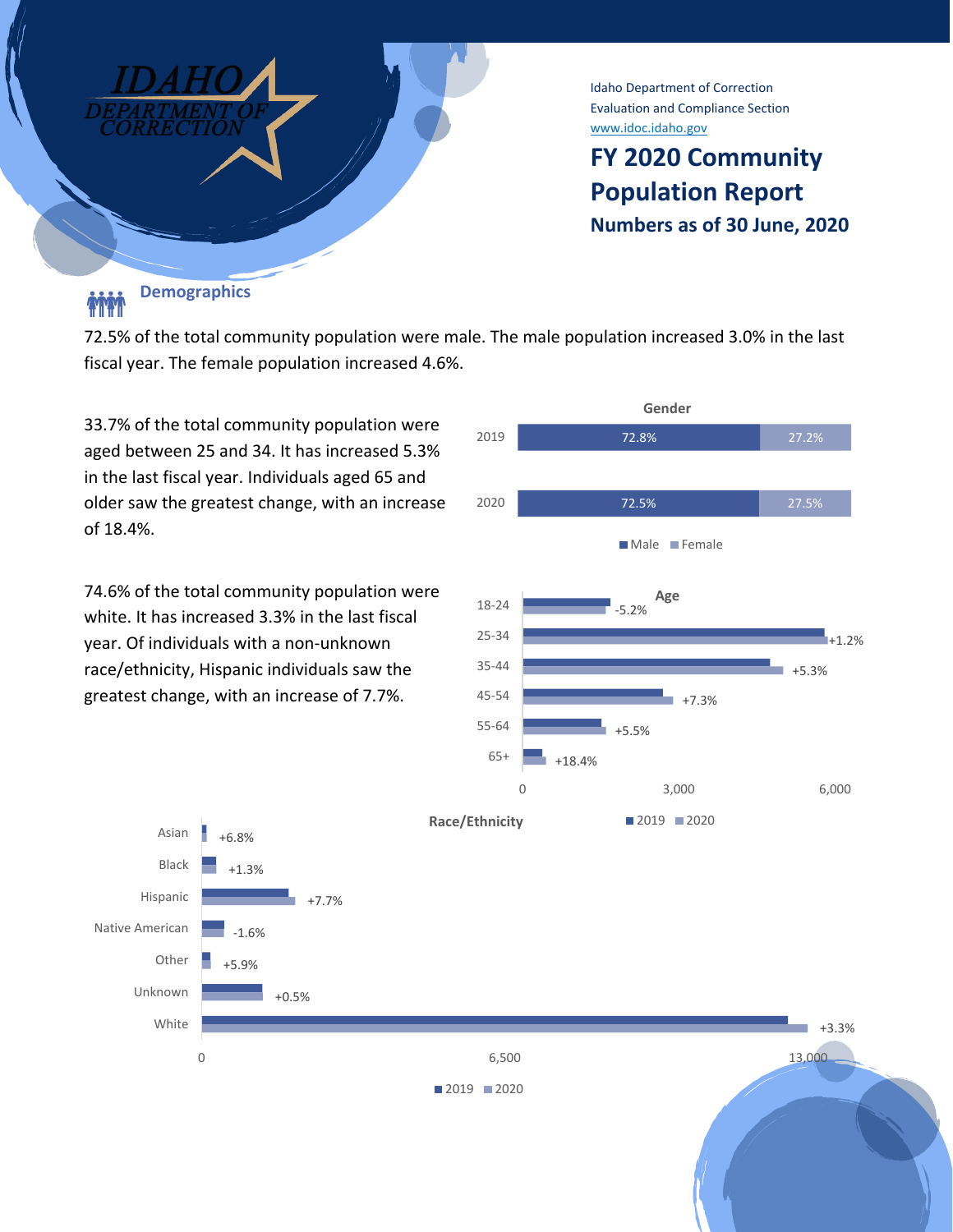IDAHO DEPARTMENT OF CORRECTION

Idaho Department of Correction
Evaluation and Compliance Section
www.idoc.idaho.gov

# FY 2020 Community Population Report

### Numbers as of 30 June, 2020

## Demographics

72.5% of the total community population were male. The male population increased 3.0% in the last fiscal year. The female population increased 4.6%.

33.7% of the total community population were aged between 25 and 34. It has increased 5.3% in the last fiscal year. Individuals aged 65 and older saw the greatest change, with an increase of 18.4%.

74.6% of the total community population were white. It has increased 3.3% in the last fiscal year. Of individuals with a non-unknown race/ethnicity, Hispanic individuals saw the greatest change, with an increase of 7.7%.

Gender

2019: 72.8% | 27.2%

2020: 72.5% | 27.5%

Male Female

Age

18-24 -5.2%
25-34 +1.2%
35-44 +5.3%
45-54 +7.3%
55-64 +5.5%
65+ +18.4%

0 3,000 6,000

2019 2020

Race/Ethnicity

Asian +6.8%
Black +1.3%
Hispanic +7.7%
Native American -1.6%
Other +5.9%
Unknown +0.5%
White +3.3%

0 6,500 13,000

2019 2020